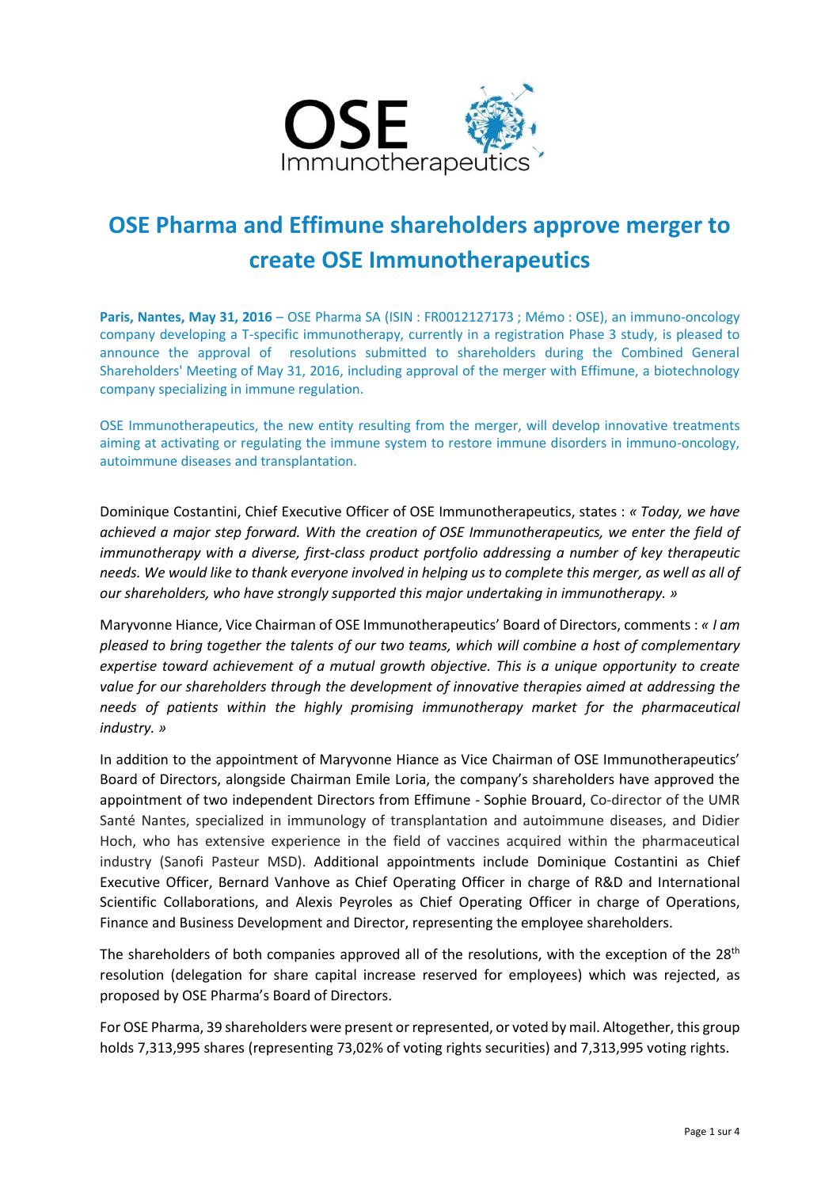# OSE Pharma and Effimune shareholders approve merger to create OSE Immunotherapeutics

**Paris, Nantes, May 31, 2016** – OSE Pharma SA (ISIN : FR0012127173 ; Mémo : OSE), an immuno-oncology company developing a T-specific immunotherapy, currently in a registration Phase 3 study, is pleased to announce the approval of resolutions submitted to shareholders during the Combined General Shareholders' Meeting of May 31, 2016, including approval of the merger with Effimune, a biotechnology company specializing in immune regulation.

OSE Immunotherapeutics, the new entity resulting from the merger, will develop innovative treatments aiming at activating or regulating the immune system to restore immune disorders in immuno-oncology, autoimmune diseases and transplantation.

Dominique Costantini, Chief Executive Officer of OSE Immunotherapeutics, states : *« Today, we have achieved a major step forward. With the creation of OSE Immunotherapeutics, we enter the field of immunotherapy with a diverse, first-class product portfolio addressing a number of key therapeutic needs. We would like to thank everyone involved in helping us to complete this merger, as well as all of our shareholders, who have strongly supported this major undertaking in immunotherapy. »*

Maryvonne Hiance, Vice Chairman of OSE Immunotherapeutics' Board of Directors, comments : *« I am pleased to bring together the talents of our two teams, which will combine a host of complementary expertise toward achievement of a mutual growth objective. This is a unique opportunity to create value for our shareholders through the development of innovative therapies aimed at addressing the needs of patients within the highly promising immunotherapy market for the pharmaceutical industry. »*

In addition to the appointment of Maryvonne Hiance as Vice Chairman of OSE Immunotherapeutics' Board of Directors, alongside Chairman Emile Loria, the company's shareholders have approved the appointment of two independent Directors from Effimune - Sophie Brouard, Co-director of the UMR Santé Nantes, specialized in immunology of transplantation and autoimmune diseases, and Didier Hoch, who has extensive experience in the field of vaccines acquired within the pharmaceutical industry (Sanofi Pasteur MSD). Additional appointments include Dominique Costantini as Chief Executive Officer, Bernard Vanhove as Chief Operating Officer in charge of R&D and International Scientific Collaborations, and Alexis Peyroles as Chief Operating Officer in charge of Operations, Finance and Business Development and Director, representing the employee shareholders.

The shareholders of both companies approved all of the resolutions, with the exception of the 28th resolution (delegation for share capital increase reserved for employees) which was rejected, as proposed by OSE Pharma's Board of Directors.

For OSE Pharma, 39 shareholders were present or represented, or voted by mail. Altogether, this group holds 7,313,995 shares (representing 73,02% of voting rights securities) and 7,313,995 voting rights.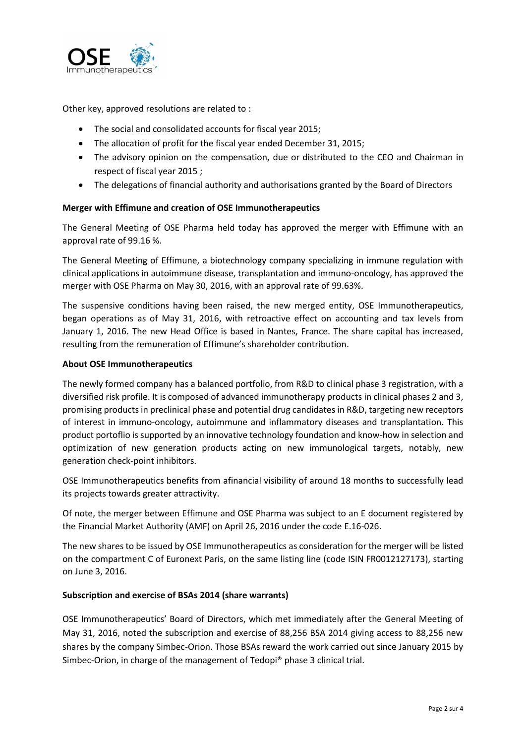Other key, approved resolutions are related to :

- The social and consolidated accounts for fiscal year 2015;
- The allocation of profit for the fiscal year ended December 31, 2015;
- The advisory opinion on the compensation, due or distributed to the CEO and Chairman in respect of fiscal year 2015 ;
- The delegations of financial authority and authorisations granted by the Board of Directors

**Merger with Effimune and creation of OSE Immunotherapeutics**

The General Meeting of OSE Pharma held today has approved the merger with Effimune with an approval rate of 99.16 %.

The General Meeting of Effimune, a biotechnology company specializing in immune regulation with clinical applications in autoimmune disease, transplantation and immuno-oncology, has approved the merger with OSE Pharma on May 30, 2016, with an approval rate of 99.63%.

The suspensive conditions having been raised, the new merged entity, OSE Immunotherapeutics, began operations as of May 31, 2016, with retroactive effect on accounting and tax levels from January 1, 2016. The new Head Office is based in Nantes, France. The share capital has increased, resulting from the remuneration of Effimune's shareholder contribution.

**About OSE Immunotherapeutics**

The newly formed company has a balanced portfolio, from R&D to clinical phase 3 registration, with a diversified risk profile. It is composed of advanced immunotherapy products in clinical phases 2 and 3, promising products in preclinical phase and potential drug candidates in R&D, targeting new receptors of interest in immuno-oncology, autoimmune and inflammatory diseases and transplantation. This product portoflio is supported by an innovative technology foundation and know-how in selection and optimization of new generation products acting on new immunological targets, notably, new generation check-point inhibitors.

OSE Immunotherapeutics benefits from afinancial visibility of around 18 months to successfully lead its projects towards greater attractivity.

Of note, the merger between Effimune and OSE Pharma was subject to an E document registered by the Financial Market Authority (AMF) on April 26, 2016 under the code E.16-026.

The new shares to be issued by OSE Immunotherapeutics as consideration for the merger will be listed on the compartment C of Euronext Paris, on the same listing line (code ISIN FR0012127173), starting on June 3, 2016.

**Subscription and exercise of BSAs 2014 (share warrants)**

OSE Immunotherapeutics' Board of Directors, which met immediately after the General Meeting of May 31, 2016, noted the subscription and exercise of 88,256 BSA 2014 giving access to 88,256 new shares by the company Simbec-Orion. Those BSAs reward the work carried out since January 2015 by Simbec-Orion, in charge of the management of Tedopi® phase 3 clinical trial.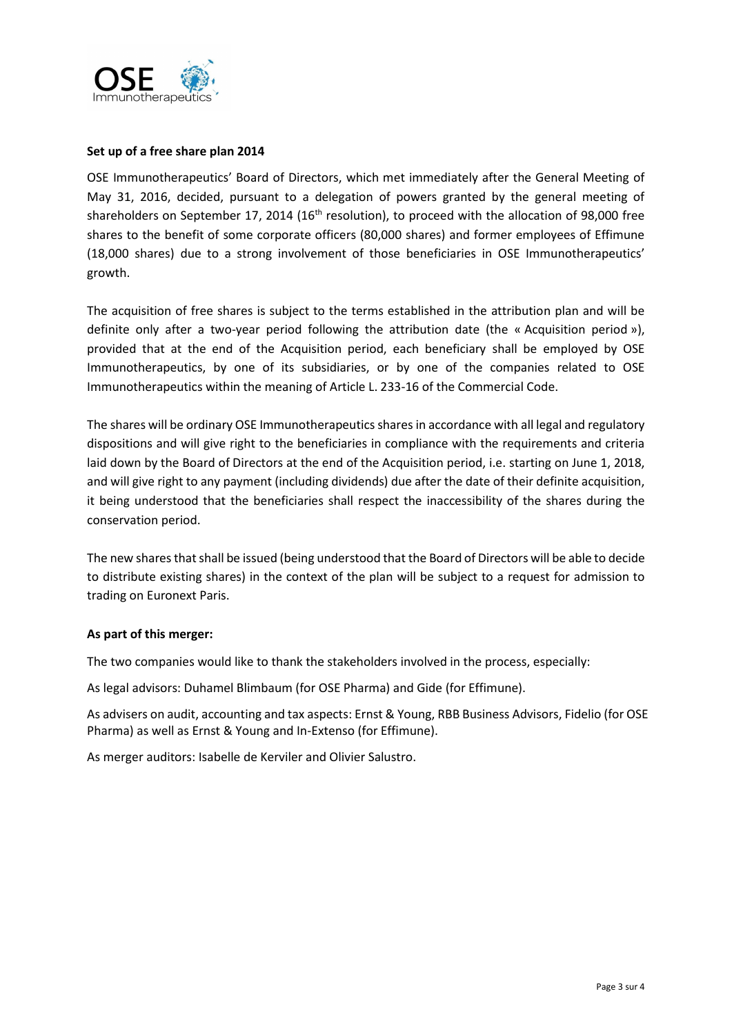**Set up of a free share plan 2014**

OSE Immunotherapeutics' Board of Directors, which met immediately after the General Meeting of May 31, 2016, decided, pursuant to a delegation of powers granted by the general meeting of shareholders on September 17, 2014 (16th resolution), to proceed with the allocation of 98,000 free shares to the benefit of some corporate officers (80,000 shares) and former employees of Effimune (18,000 shares) due to a strong involvement of those beneficiaries in OSE Immunotherapeutics' growth.

The acquisition of free shares is subject to the terms established in the attribution plan and will be definite only after a two-year period following the attribution date (the « Acquisition period »), provided that at the end of the Acquisition period, each beneficiary shall be employed by OSE Immunotherapeutics, by one of its subsidiaries, or by one of the companies related to OSE Immunotherapeutics within the meaning of Article L. 233-16 of the Commercial Code.

The shares will be ordinary OSE Immunotherapeutics shares in accordance with all legal and regulatory dispositions and will give right to the beneficiaries in compliance with the requirements and criteria laid down by the Board of Directors at the end of the Acquisition period, i.e. starting on June 1, 2018, and will give right to any payment (including dividends) due after the date of their definite acquisition, it being understood that the beneficiaries shall respect the inaccessibility of the shares during the conservation period.

The new shares that shall be issued (being understood that the Board of Directors will be able to decide to distribute existing shares) in the context of the plan will be subject to a request for admission to trading on Euronext Paris.

**As part of this merger:**

The two companies would like to thank the stakeholders involved in the process, especially:

As legal advisors: Duhamel Blimbaum (for OSE Pharma) and Gide (for Effimune).

As advisers on audit, accounting and tax aspects: Ernst & Young, RBB Business Advisors, Fidelio (for OSE Pharma) as well as Ernst & Young and In-Extenso (for Effimune).

As merger auditors: Isabelle de Kerviler and Olivier Salustro.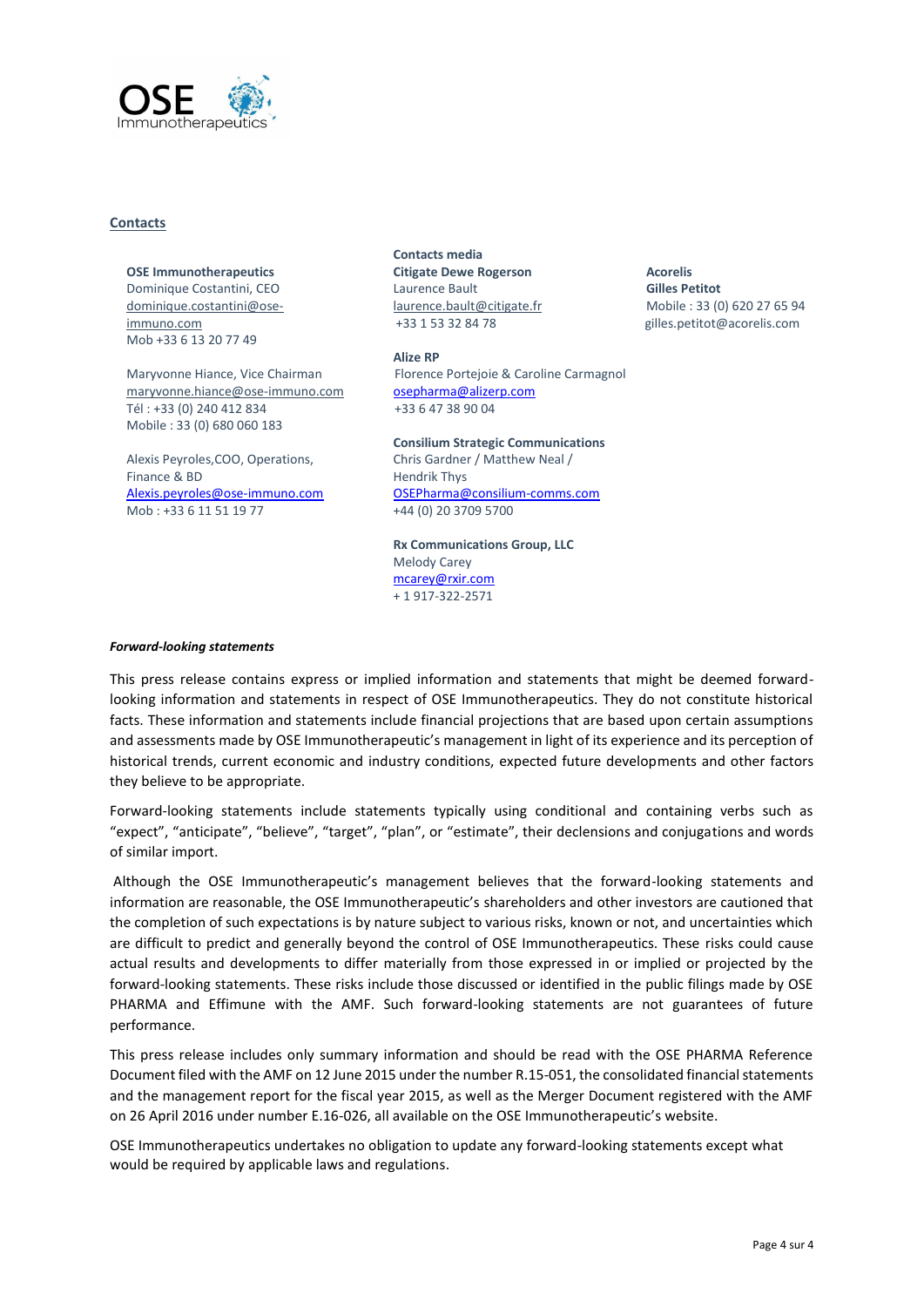OSE Immunotherapeutics

**Contacts**

**OSE Immunotherapeutics**
Dominique Costantini, CEO
dominique.costantini@ose-immuno.com
Mob +33 6 13 20 77 49

Maryvonne Hiance, Vice Chairman
maryvonne.hiance@ose-immuno.com
Tél : +33 (0) 240 412 834
Mobile : 33 (0) 680 060 183

Alexis Peyroles,COO, Operations, Finance & BD
Alexis.peyroles@ose-immuno.com
Mob : +33 6 11 51 19 77

**Contacts media**

**Citigate Dewe Rogerson**
Laurence Bault
laurence.bault@citigate.fr
+33 1 53 32 84 78

**Alize RP**
Florence Portejoie & Caroline Carmagnol
osepharma@alizerp.com
+33 6 47 38 90 04

**Consilium Strategic Communications**
Chris Gardner / Matthew Neal / Hendrik Thys
OSEPharma@consilium-comms.com
+44 (0) 20 3709 5700

**Rx Communications Group, LLC**
Melody Carey
mcarey@rxir.com
+ 1 917-322-2571

**Acorelis**
**Gilles Petitot**
Mobile : 33 (0) 620 27 65 94
gilles.petitot@acorelis.com

***Forward-looking statements***

This press release contains express or implied information and statements that might be deemed forward-looking information and statements in respect of OSE Immunotherapeutics. They do not constitute historical facts. These information and statements include financial projections that are based upon certain assumptions and assessments made by OSE Immunotherapeutic's management in light of its experience and its perception of historical trends, current economic and industry conditions, expected future developments and other factors they believe to be appropriate.

Forward-looking statements include statements typically using conditional and containing verbs such as "expect", "anticipate", "believe", "target", "plan", or "estimate", their declensions and conjugations and words of similar import.

Although the OSE Immunotherapeutic's management believes that the forward-looking statements and information are reasonable, the OSE Immunotherapeutic's shareholders and other investors are cautioned that the completion of such expectations is by nature subject to various risks, known or not, and uncertainties which are difficult to predict and generally beyond the control of OSE Immunotherapeutics. These risks could cause actual results and developments to differ materially from those expressed in or implied or projected by the forward-looking statements. These risks include those discussed or identified in the public filings made by OSE PHARMA and Effimune with the AMF. Such forward-looking statements are not guarantees of future performance.

This press release includes only summary information and should be read with the OSE PHARMA Reference Document filed with the AMF on 12 June 2015 under the number R.15-051, the consolidated financial statements and the management report for the fiscal year 2015, as well as the Merger Document registered with the AMF on 26 April 2016 under number E.16-026, all available on the OSE Immunotherapeutic's website.

OSE Immunotherapeutics undertakes no obligation to update any forward-looking statements except what would be required by applicable laws and regulations.